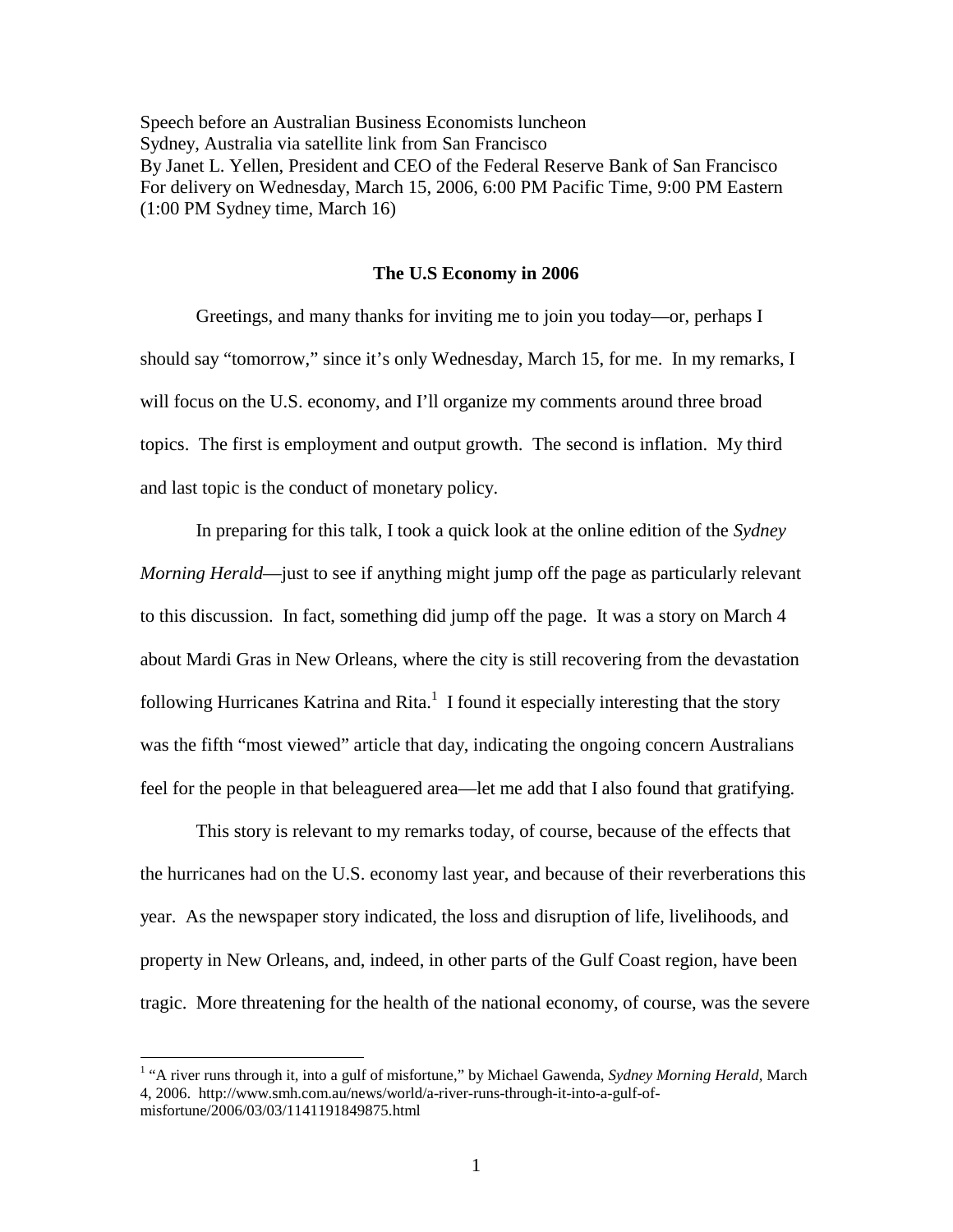Speech before an Australian Business Economists luncheon
Sydney, Australia via satellite link from San Francisco
By Janet L. Yellen, President and CEO of the Federal Reserve Bank of San Francisco
For delivery on Wednesday, March 15, 2006, 6:00 PM Pacific Time, 9:00 PM Eastern
(1:00 PM Sydney time, March 16)

# The U.S Economy in 2006

Greetings, and many thanks for inviting me to join you today—or, perhaps I should say "tomorrow," since it's only Wednesday, March 15, for me. In my remarks, I will focus on the U.S. economy, and I'll organize my comments around three broad topics. The first is employment and output growth. The second is inflation. My third and last topic is the conduct of monetary policy.

In preparing for this talk, I took a quick look at the online edition of the *Sydney Morning Herald*—just to see if anything might jump off the page as particularly relevant to this discussion. In fact, something did jump off the page. It was a story on March 4 about Mardi Gras in New Orleans, where the city is still recovering from the devastation following Hurricanes Katrina and Rita.[1] I found it especially interesting that the story was the fifth "most viewed" article that day, indicating the ongoing concern Australians feel for the people in that beleaguered area—let me add that I also found that gratifying.

This story is relevant to my remarks today, of course, because of the effects that the hurricanes had on the U.S. economy last year, and because of their reverberations this year. As the newspaper story indicated, the loss and disruption of life, livelihoods, and property in New Orleans, and, indeed, in other parts of the Gulf Coast region, have been tragic. More threatening for the health of the national economy, of course, was the severe

[1] "A river runs through it, into a gulf of misfortune," by Michael Gawenda, *Sydney Morning Herald*, March 4, 2006. http://www.smh.com.au/news/world/a-river-runs-through-it-into-a-gulf-of-misfortune/2006/03/03/1141191849875.html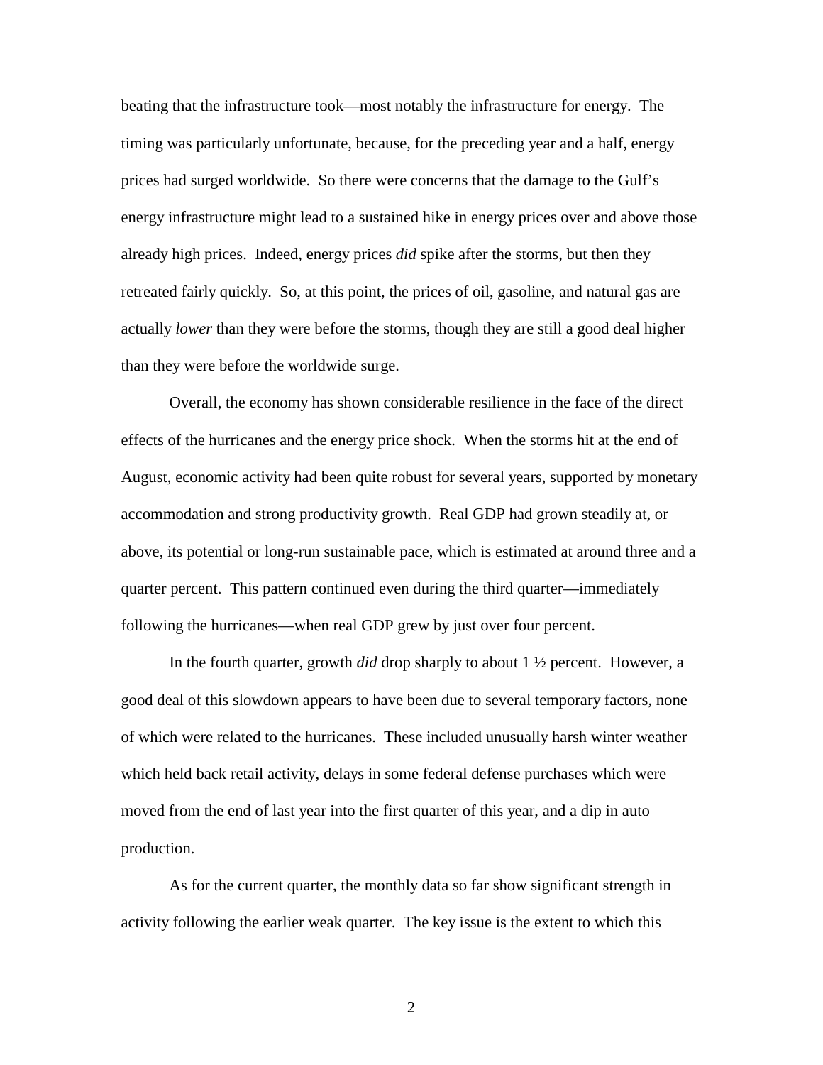beating that the infrastructure took—most notably the infrastructure for energy. The timing was particularly unfortunate, because, for the preceding year and a half, energy prices had surged worldwide. So there were concerns that the damage to the Gulf's energy infrastructure might lead to a sustained hike in energy prices over and above those already high prices. Indeed, energy prices *did* spike after the storms, but then they retreated fairly quickly. So, at this point, the prices of oil, gasoline, and natural gas are actually *lower* than they were before the storms, though they are still a good deal higher than they were before the worldwide surge.

Overall, the economy has shown considerable resilience in the face of the direct effects of the hurricanes and the energy price shock. When the storms hit at the end of August, economic activity had been quite robust for several years, supported by monetary accommodation and strong productivity growth. Real GDP had grown steadily at, or above, its potential or long-run sustainable pace, which is estimated at around three and a quarter percent. This pattern continued even during the third quarter—immediately following the hurricanes—when real GDP grew by just over four percent.

In the fourth quarter, growth *did* drop sharply to about 1 ½ percent. However, a good deal of this slowdown appears to have been due to several temporary factors, none of which were related to the hurricanes. These included unusually harsh winter weather which held back retail activity, delays in some federal defense purchases which were moved from the end of last year into the first quarter of this year, and a dip in auto production.

As for the current quarter, the monthly data so far show significant strength in activity following the earlier weak quarter. The key issue is the extent to which this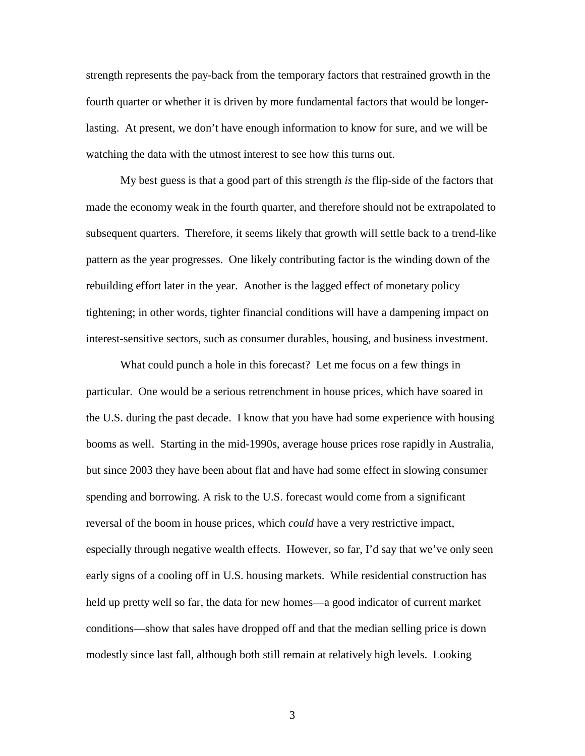strength represents the pay-back from the temporary factors that restrained growth in the fourth quarter or whether it is driven by more fundamental factors that would be longer-lasting. At present, we don't have enough information to know for sure, and we will be watching the data with the utmost interest to see how this turns out.

My best guess is that a good part of this strength *is* the flip-side of the factors that made the economy weak in the fourth quarter, and therefore should not be extrapolated to subsequent quarters. Therefore, it seems likely that growth will settle back to a trend-like pattern as the year progresses. One likely contributing factor is the winding down of the rebuilding effort later in the year. Another is the lagged effect of monetary policy tightening; in other words, tighter financial conditions will have a dampening impact on interest-sensitive sectors, such as consumer durables, housing, and business investment.

What could punch a hole in this forecast? Let me focus on a few things in particular. One would be a serious retrenchment in house prices, which have soared in the U.S. during the past decade. I know that you have had some experience with housing booms as well. Starting in the mid-1990s, average house prices rose rapidly in Australia, but since 2003 they have been about flat and have had some effect in slowing consumer spending and borrowing. A risk to the U.S. forecast would come from a significant reversal of the boom in house prices, which *could* have a very restrictive impact, especially through negative wealth effects. However, so far, I'd say that we've only seen early signs of a cooling off in U.S. housing markets. While residential construction has held up pretty well so far, the data for new homes—a good indicator of current market conditions—show that sales have dropped off and that the median selling price is down modestly since last fall, although both still remain at relatively high levels. Looking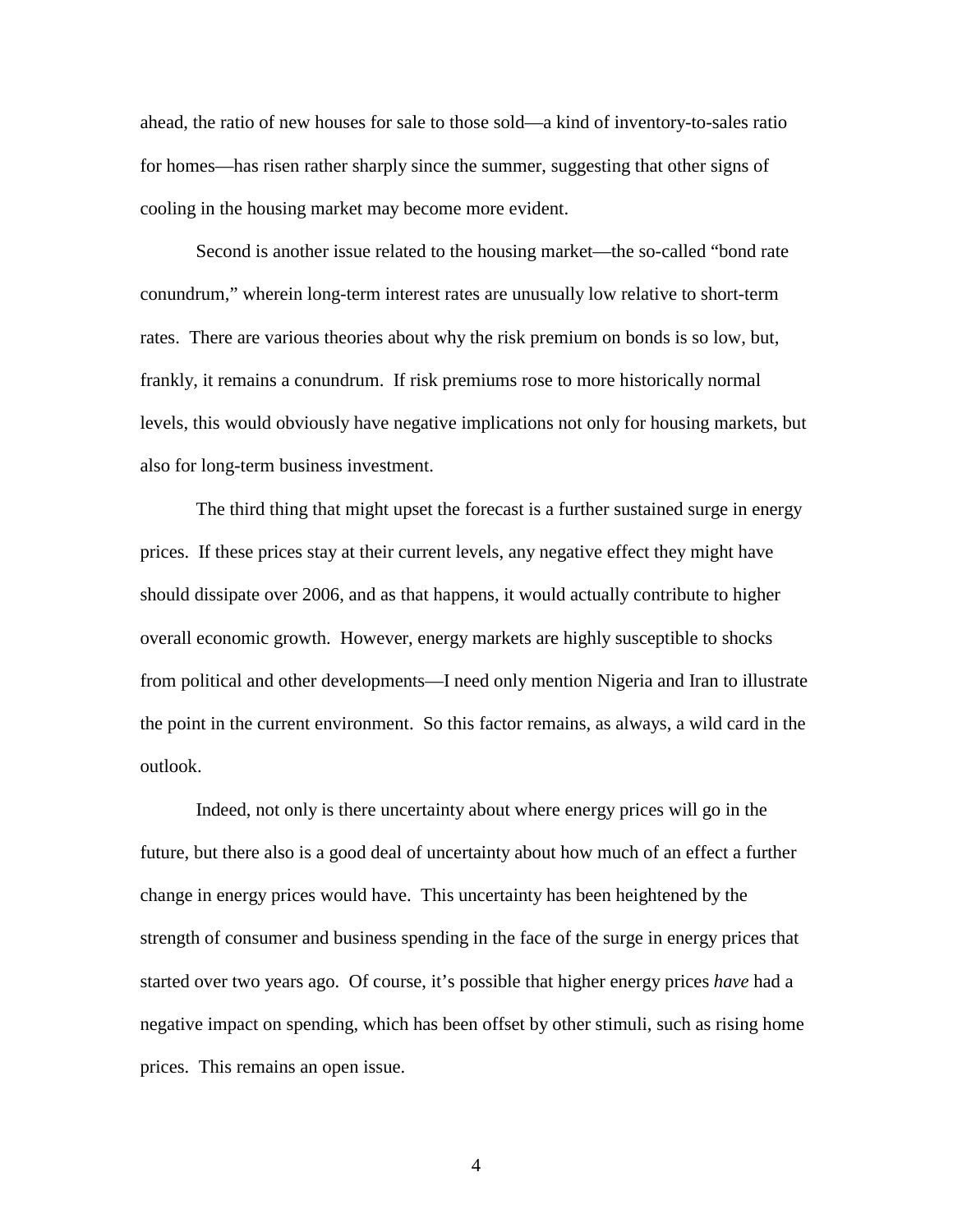ahead, the ratio of new houses for sale to those sold—a kind of inventory-to-sales ratio for homes—has risen rather sharply since the summer, suggesting that other signs of cooling in the housing market may become more evident.

Second is another issue related to the housing market—the so-called "bond rate conundrum," wherein long-term interest rates are unusually low relative to short-term rates. There are various theories about why the risk premium on bonds is so low, but, frankly, it remains a conundrum. If risk premiums rose to more historically normal levels, this would obviously have negative implications not only for housing markets, but also for long-term business investment.

The third thing that might upset the forecast is a further sustained surge in energy prices. If these prices stay at their current levels, any negative effect they might have should dissipate over 2006, and as that happens, it would actually contribute to higher overall economic growth. However, energy markets are highly susceptible to shocks from political and other developments—I need only mention Nigeria and Iran to illustrate the point in the current environment. So this factor remains, as always, a wild card in the outlook.

Indeed, not only is there uncertainty about where energy prices will go in the future, but there also is a good deal of uncertainty about how much of an effect a further change in energy prices would have. This uncertainty has been heightened by the strength of consumer and business spending in the face of the surge in energy prices that started over two years ago. Of course, it's possible that higher energy prices *have* had a negative impact on spending, which has been offset by other stimuli, such as rising home prices. This remains an open issue.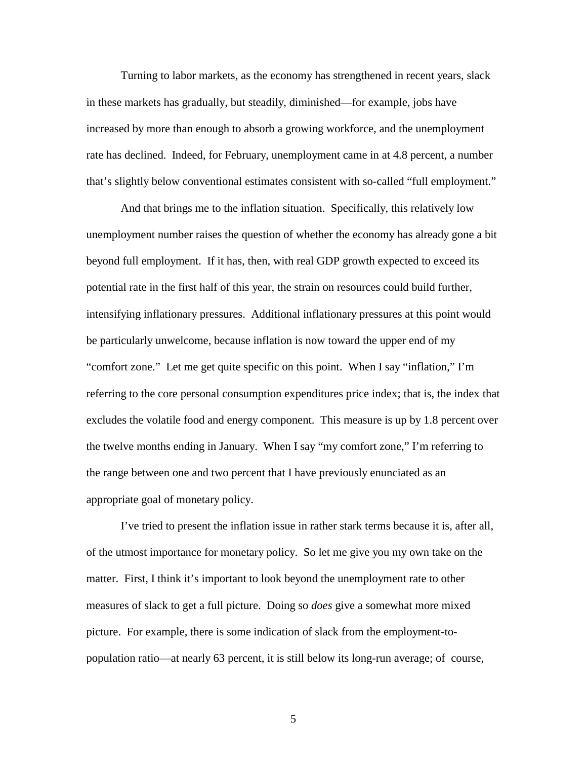Turning to labor markets, as the economy has strengthened in recent years, slack in these markets has gradually, but steadily, diminished—for example, jobs have increased by more than enough to absorb a growing workforce, and the unemployment rate has declined. Indeed, for February, unemployment came in at 4.8 percent, a number that's slightly below conventional estimates consistent with so-called "full employment."

And that brings me to the inflation situation. Specifically, this relatively low unemployment number raises the question of whether the economy has already gone a bit beyond full employment. If it has, then, with real GDP growth expected to exceed its potential rate in the first half of this year, the strain on resources could build further, intensifying inflationary pressures. Additional inflationary pressures at this point would be particularly unwelcome, because inflation is now toward the upper end of my "comfort zone." Let me get quite specific on this point. When I say "inflation," I'm referring to the core personal consumption expenditures price index; that is, the index that excludes the volatile food and energy component. This measure is up by 1.8 percent over the twelve months ending in January. When I say "my comfort zone," I'm referring to the range between one and two percent that I have previously enunciated as an appropriate goal of monetary policy.

I've tried to present the inflation issue in rather stark terms because it is, after all, of the utmost importance for monetary policy. So let me give you my own take on the matter. First, I think it's important to look beyond the unemployment rate to other measures of slack to get a full picture. Doing so *does* give a somewhat more mixed picture. For example, there is some indication of slack from the employment-to-population ratio—at nearly 63 percent, it is still below its long-run average; of course,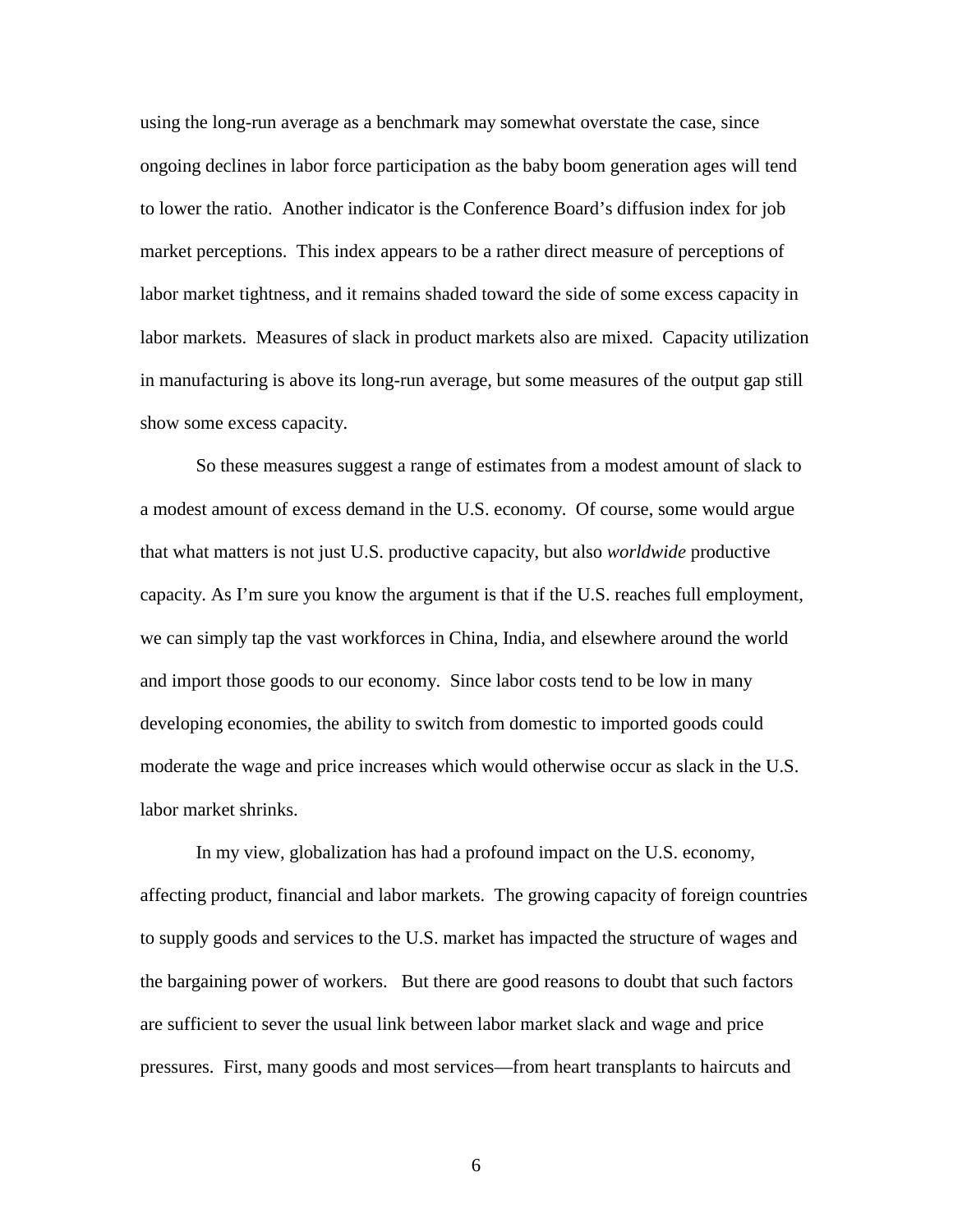using the long-run average as a benchmark may somewhat overstate the case, since ongoing declines in labor force participation as the baby boom generation ages will tend to lower the ratio. Another indicator is the Conference Board's diffusion index for job market perceptions. This index appears to be a rather direct measure of perceptions of labor market tightness, and it remains shaded toward the side of some excess capacity in labor markets. Measures of slack in product markets also are mixed. Capacity utilization in manufacturing is above its long-run average, but some measures of the output gap still show some excess capacity.

So these measures suggest a range of estimates from a modest amount of slack to a modest amount of excess demand in the U.S. economy. Of course, some would argue that what matters is not just U.S. productive capacity, but also *worldwide* productive capacity. As I'm sure you know the argument is that if the U.S. reaches full employment, we can simply tap the vast workforces in China, India, and elsewhere around the world and import those goods to our economy. Since labor costs tend to be low in many developing economies, the ability to switch from domestic to imported goods could moderate the wage and price increases which would otherwise occur as slack in the U.S. labor market shrinks.

In my view, globalization has had a profound impact on the U.S. economy, affecting product, financial and labor markets. The growing capacity of foreign countries to supply goods and services to the U.S. market has impacted the structure of wages and the bargaining power of workers. But there are good reasons to doubt that such factors are sufficient to sever the usual link between labor market slack and wage and price pressures. First, many goods and most services—from heart transplants to haircuts and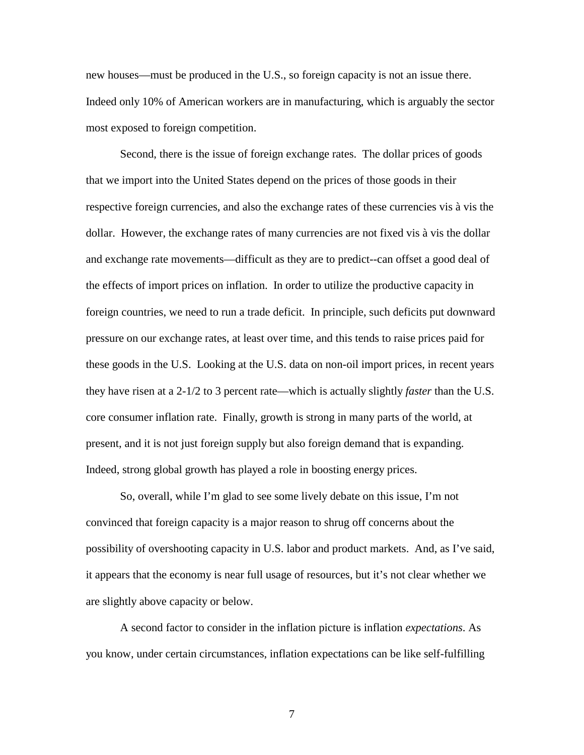new houses—must be produced in the U.S., so foreign capacity is not an issue there. Indeed only 10% of American workers are in manufacturing, which is arguably the sector most exposed to foreign competition.

Second, there is the issue of foreign exchange rates. The dollar prices of goods that we import into the United States depend on the prices of those goods in their respective foreign currencies, and also the exchange rates of these currencies vis à vis the dollar. However, the exchange rates of many currencies are not fixed vis à vis the dollar and exchange rate movements—difficult as they are to predict--can offset a good deal of the effects of import prices on inflation. In order to utilize the productive capacity in foreign countries, we need to run a trade deficit. In principle, such deficits put downward pressure on our exchange rates, at least over time, and this tends to raise prices paid for these goods in the U.S. Looking at the U.S. data on non-oil import prices, in recent years they have risen at a 2-1/2 to 3 percent rate—which is actually slightly *faster* than the U.S. core consumer inflation rate. Finally, growth is strong in many parts of the world, at present, and it is not just foreign supply but also foreign demand that is expanding. Indeed, strong global growth has played a role in boosting energy prices.

So, overall, while I'm glad to see some lively debate on this issue, I'm not convinced that foreign capacity is a major reason to shrug off concerns about the possibility of overshooting capacity in U.S. labor and product markets. And, as I've said, it appears that the economy is near full usage of resources, but it's not clear whether we are slightly above capacity or below.

A second factor to consider in the inflation picture is inflation *expectations*. As you know, under certain circumstances, inflation expectations can be like self-fulfilling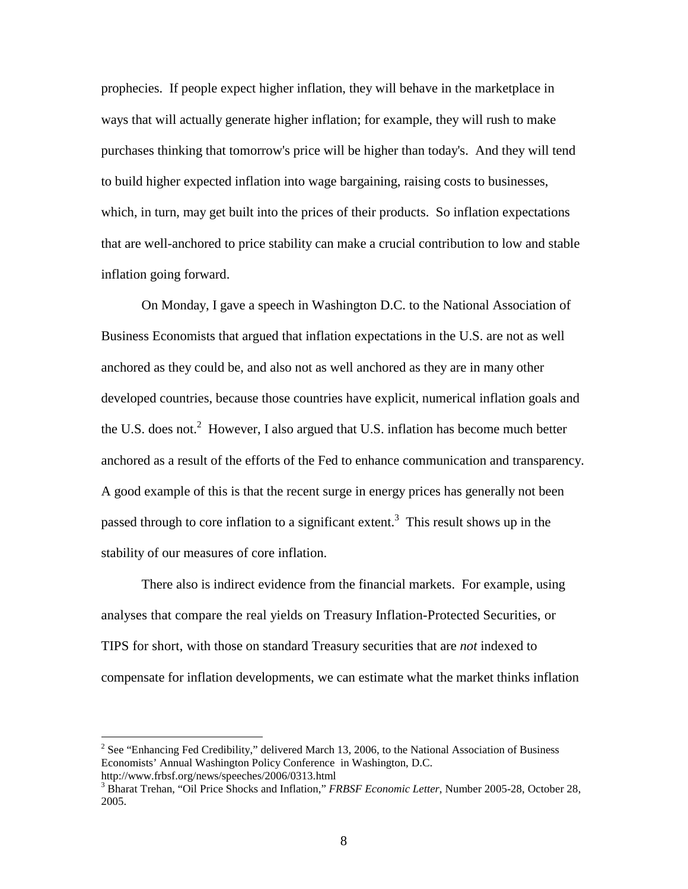prophecies. If people expect higher inflation, they will behave in the marketplace in ways that will actually generate higher inflation; for example, they will rush to make purchases thinking that tomorrow's price will be higher than today's. And they will tend to build higher expected inflation into wage bargaining, raising costs to businesses, which, in turn, may get built into the prices of their products. So inflation expectations that are well-anchored to price stability can make a crucial contribution to low and stable inflation going forward.

On Monday, I gave a speech in Washington D.C. to the National Association of Business Economists that argued that inflation expectations in the U.S. are not as well anchored as they could be, and also not as well anchored as they are in many other developed countries, because those countries have explicit, numerical inflation goals and the U.S. does not.[2] However, I also argued that U.S. inflation has become much better anchored as a result of the efforts of the Fed to enhance communication and transparency. A good example of this is that the recent surge in energy prices has generally not been passed through to core inflation to a significant extent.[3] This result shows up in the stability of our measures of core inflation.

There also is indirect evidence from the financial markets. For example, using analyses that compare the real yields on Treasury Inflation-Protected Securities, or TIPS for short, with those on standard Treasury securities that are *not* indexed to compensate for inflation developments, we can estimate what the market thinks inflation

---

[2] See "Enhancing Fed Credibility," delivered March 13, 2006, to the National Association of Business Economists' Annual Washington Policy Conference in Washington, D.C. http://www.frbsf.org/news/speeches/2006/0313.html

[3] Bharat Trehan, "Oil Price Shocks and Inflation," *FRBSF Economic Letter*, Number 2005-28, October 28, 2005.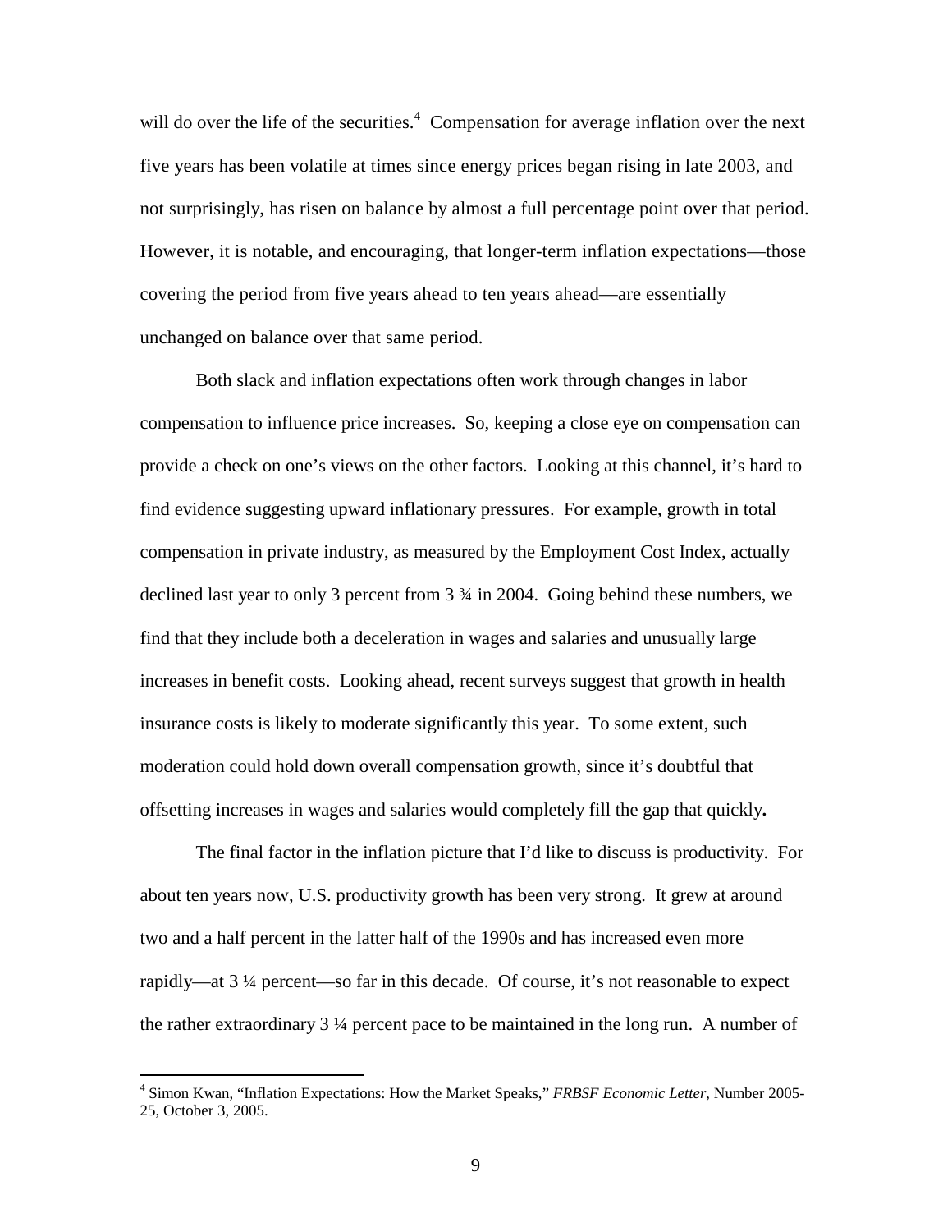will do over the life of the securities.[4] Compensation for average inflation over the next five years has been volatile at times since energy prices began rising in late 2003, and not surprisingly, has risen on balance by almost a full percentage point over that period. However, it is notable, and encouraging, that longer-term inflation expectations—those covering the period from five years ahead to ten years ahead—are essentially unchanged on balance over that same period.

Both slack and inflation expectations often work through changes in labor compensation to influence price increases. So, keeping a close eye on compensation can provide a check on one's views on the other factors. Looking at this channel, it's hard to find evidence suggesting upward inflationary pressures. For example, growth in total compensation in private industry, as measured by the Employment Cost Index, actually declined last year to only 3 percent from 3 ¾ in 2004. Going behind these numbers, we find that they include both a deceleration in wages and salaries and unusually large increases in benefit costs. Looking ahead, recent surveys suggest that growth in health insurance costs is likely to moderate significantly this year. To some extent, such moderation could hold down overall compensation growth, since it's doubtful that offsetting increases in wages and salaries would completely fill the gap that quickly.

The final factor in the inflation picture that I'd like to discuss is productivity. For about ten years now, U.S. productivity growth has been very strong. It grew at around two and a half percent in the latter half of the 1990s and has increased even more rapidly—at 3 ¼ percent—so far in this decade. Of course, it's not reasonable to expect the rather extraordinary 3 ¼ percent pace to be maintained in the long run. A number of

---

[4] Simon Kwan, "Inflation Expectations: How the Market Speaks," *FRBSF Economic Letter*, Number 2005-25, October 3, 2005.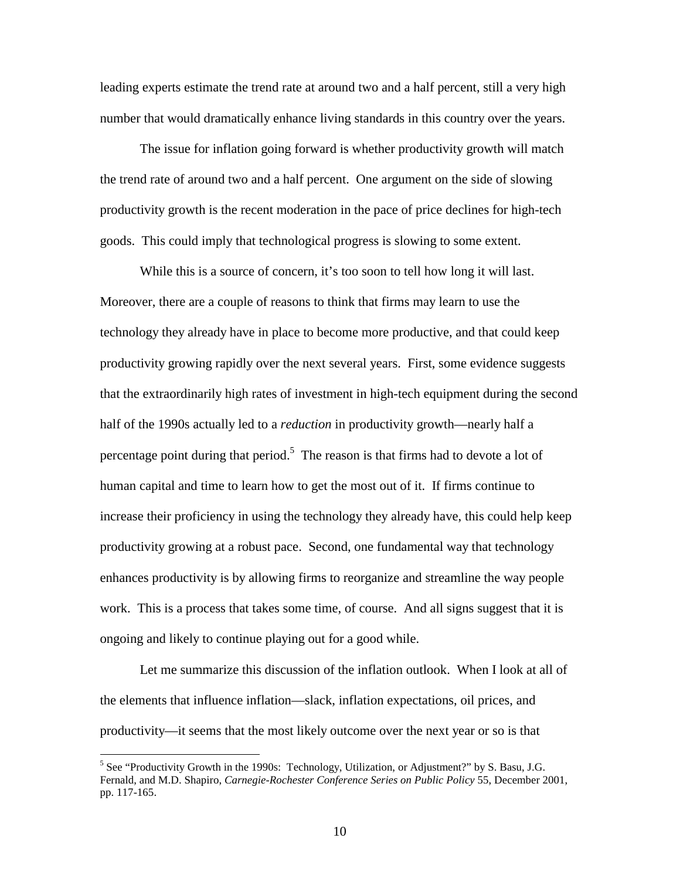leading experts estimate the trend rate at around two and a half percent, still a very high number that would dramatically enhance living standards in this country over the years.

The issue for inflation going forward is whether productivity growth will match the trend rate of around two and a half percent. One argument on the side of slowing productivity growth is the recent moderation in the pace of price declines for high-tech goods. This could imply that technological progress is slowing to some extent.

While this is a source of concern, it's too soon to tell how long it will last. Moreover, there are a couple of reasons to think that firms may learn to use the technology they already have in place to become more productive, and that could keep productivity growing rapidly over the next several years. First, some evidence suggests that the extraordinarily high rates of investment in high-tech equipment during the second half of the 1990s actually led to a *reduction* in productivity growth—nearly half a percentage point during that period.[5] The reason is that firms had to devote a lot of human capital and time to learn how to get the most out of it. If firms continue to increase their proficiency in using the technology they already have, this could help keep productivity growing at a robust pace. Second, one fundamental way that technology enhances productivity is by allowing firms to reorganize and streamline the way people work. This is a process that takes some time, of course. And all signs suggest that it is ongoing and likely to continue playing out for a good while.

Let me summarize this discussion of the inflation outlook. When I look at all of the elements that influence inflation—slack, inflation expectations, oil prices, and productivity—it seems that the most likely outcome over the next year or so is that

[5] See "Productivity Growth in the 1990s: Technology, Utilization, or Adjustment?" by S. Basu, J.G. Fernald, and M.D. Shapiro, *Carnegie-Rochester Conference Series on Public Policy* 55, December 2001, pp. 117-165.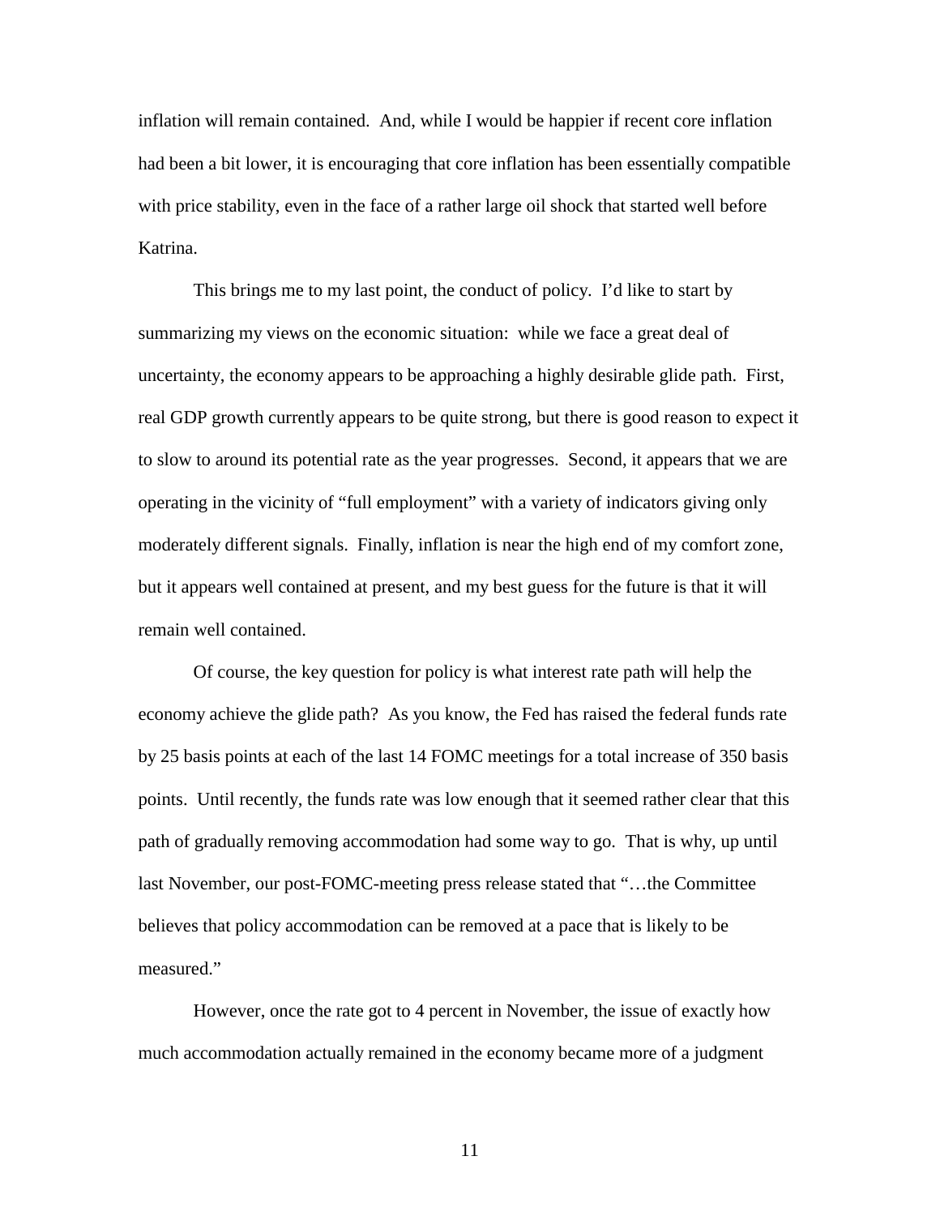inflation will remain contained. And, while I would be happier if recent core inflation had been a bit lower, it is encouraging that core inflation has been essentially compatible with price stability, even in the face of a rather large oil shock that started well before Katrina.

This brings me to my last point, the conduct of policy. I'd like to start by summarizing my views on the economic situation: while we face a great deal of uncertainty, the economy appears to be approaching a highly desirable glide path. First, real GDP growth currently appears to be quite strong, but there is good reason to expect it to slow to around its potential rate as the year progresses. Second, it appears that we are operating in the vicinity of "full employment" with a variety of indicators giving only moderately different signals. Finally, inflation is near the high end of my comfort zone, but it appears well contained at present, and my best guess for the future is that it will remain well contained.

Of course, the key question for policy is what interest rate path will help the economy achieve the glide path? As you know, the Fed has raised the federal funds rate by 25 basis points at each of the last 14 FOMC meetings for a total increase of 350 basis points. Until recently, the funds rate was low enough that it seemed rather clear that this path of gradually removing accommodation had some way to go. That is why, up until last November, our post-FOMC-meeting press release stated that "…the Committee believes that policy accommodation can be removed at a pace that is likely to be measured."

However, once the rate got to 4 percent in November, the issue of exactly how much accommodation actually remained in the economy became more of a judgment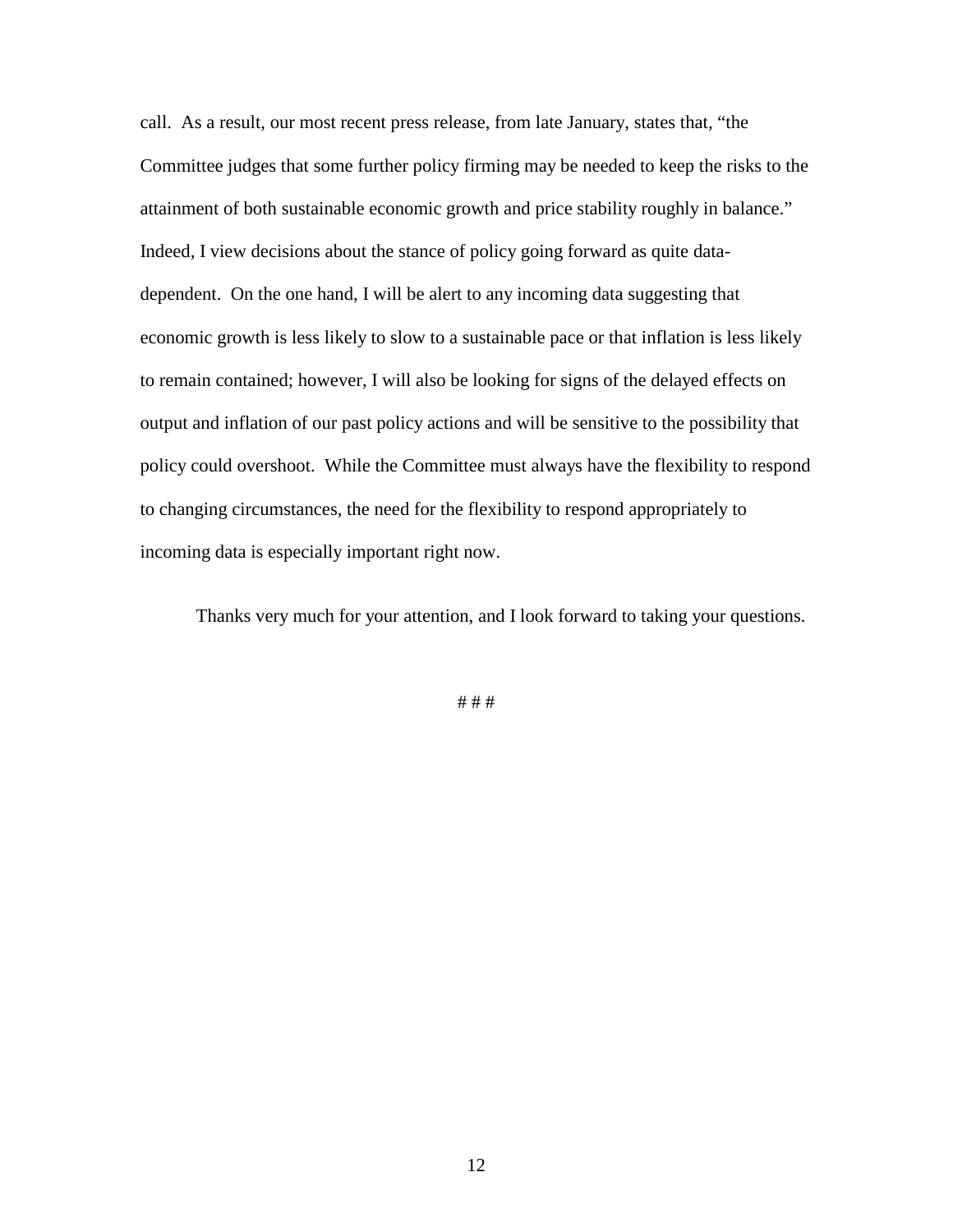call. As a result, our most recent press release, from late January, states that, "the Committee judges that some further policy firming may be needed to keep the risks to the attainment of both sustainable economic growth and price stability roughly in balance." Indeed, I view decisions about the stance of policy going forward as quite data-dependent. On the one hand, I will be alert to any incoming data suggesting that economic growth is less likely to slow to a sustainable pace or that inflation is less likely to remain contained; however, I will also be looking for signs of the delayed effects on output and inflation of our past policy actions and will be sensitive to the possibility that policy could overshoot. While the Committee must always have the flexibility to respond to changing circumstances, the need for the flexibility to respond appropriately to incoming data is especially important right now.

Thanks very much for your attention, and I look forward to taking your questions.

# # #